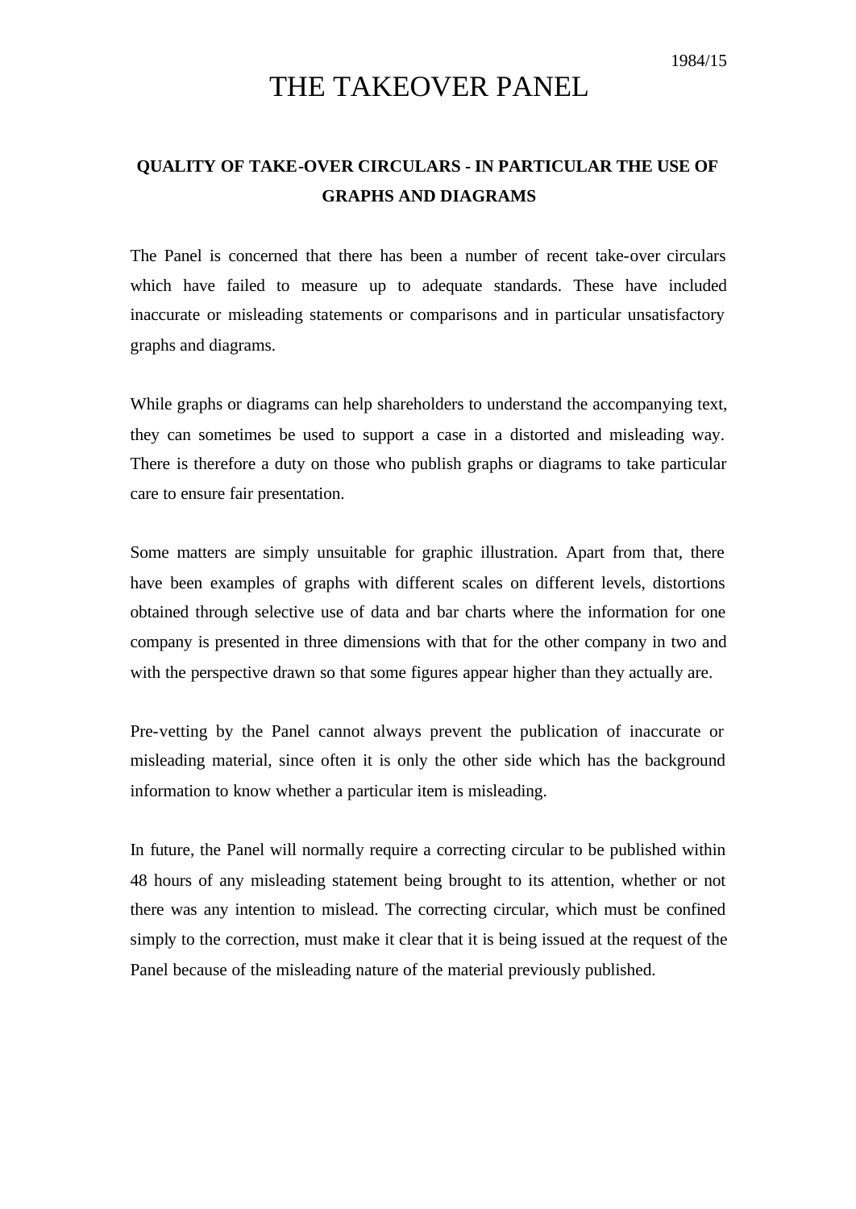1984/15

# THE TAKEOVER PANEL

## QUALITY OF TAKE-OVER CIRCULARS - IN PARTICULAR THE USE OF GRAPHS AND DIAGRAMS

The Panel is concerned that there has been a number of recent take-over circulars which have failed to measure up to adequate standards. These have included inaccurate or misleading statements or comparisons and in particular unsatisfactory graphs and diagrams.

While graphs or diagrams can help shareholders to understand the accompanying text, they can sometimes be used to support a case in a distorted and misleading way. There is therefore a duty on those who publish graphs or diagrams to take particular care to ensure fair presentation.

Some matters are simply unsuitable for graphic illustration. Apart from that, there have been examples of graphs with different scales on different levels, distortions obtained through selective use of data and bar charts where the information for one company is presented in three dimensions with that for the other company in two and with the perspective drawn so that some figures appear higher than they actually are.

Pre-vetting by the Panel cannot always prevent the publication of inaccurate or misleading material, since often it is only the other side which has the background information to know whether a particular item is misleading.

In future, the Panel will normally require a correcting circular to be published within 48 hours of any misleading statement being brought to its attention, whether or not there was any intention to mislead. The correcting circular, which must be confined simply to the correction, must make it clear that it is being issued at the request of the Panel because of the misleading nature of the material previously published.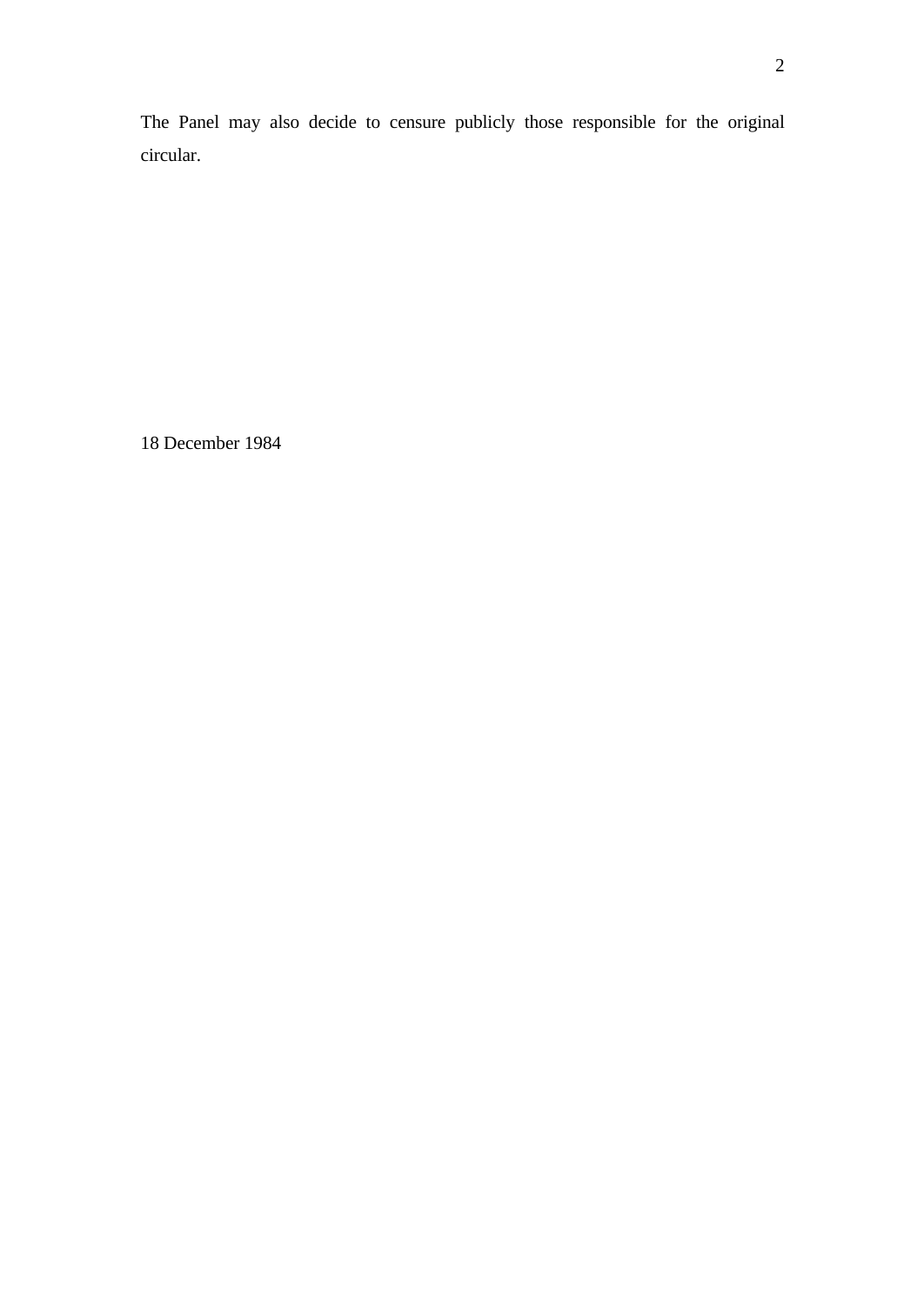The Panel may also decide to censure publicly those responsible for the original circular.

18 December 1984